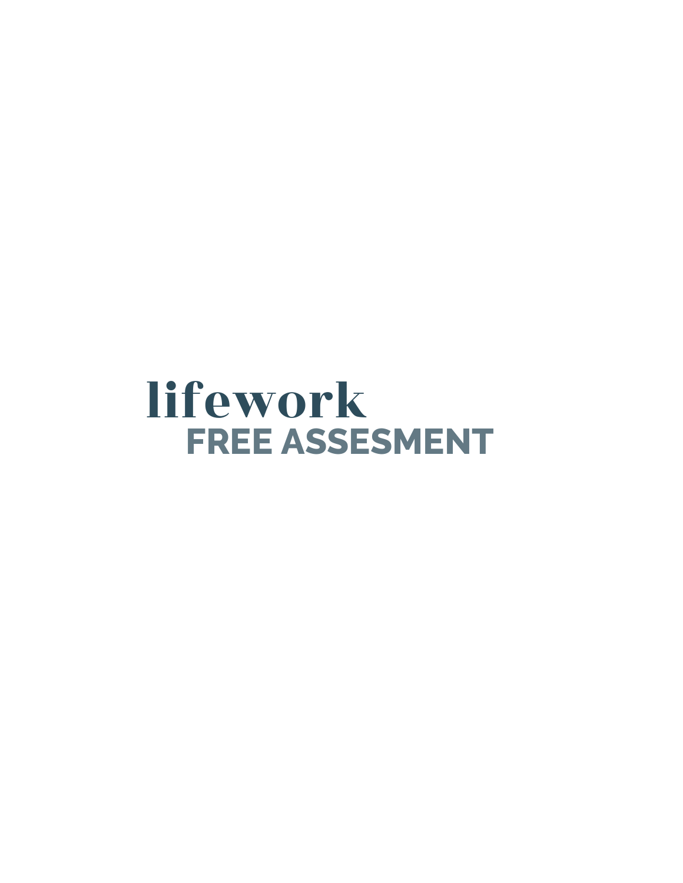# lifework

## FREE ASSESEMENT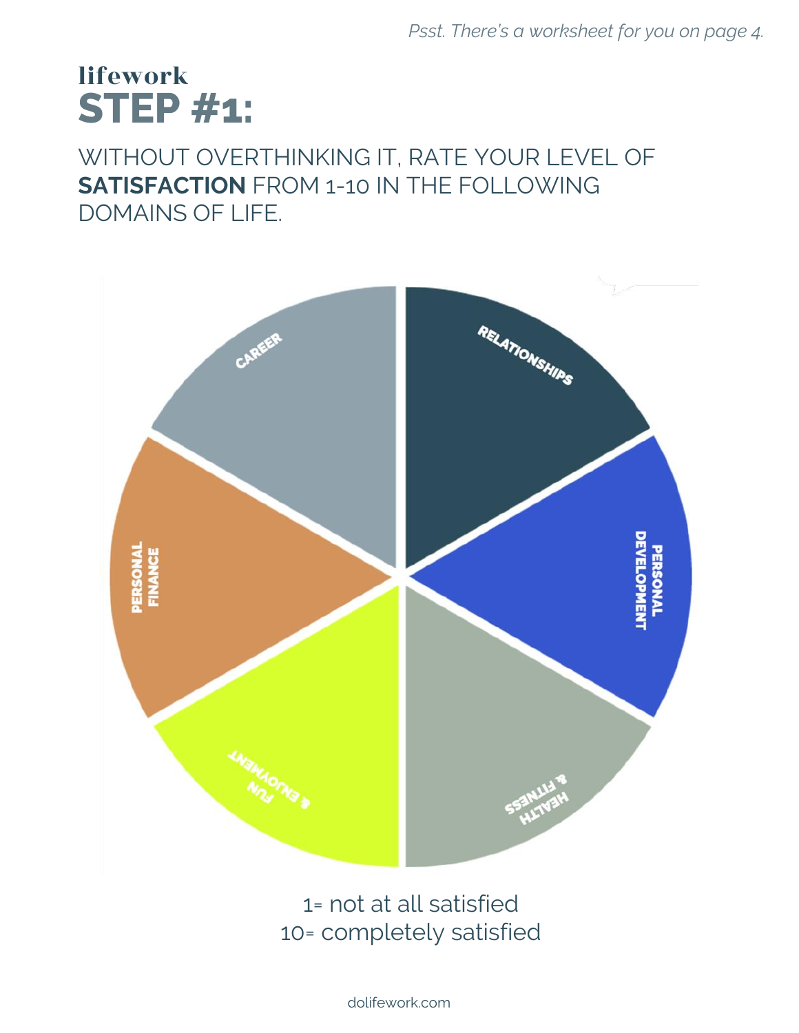*Psst. There's a worksheet for you on page 4.*

lifework

# STEP #1:

WITHOUT OVERTHINKING IT, RATE YOUR LEVEL OF **SATISFACTION** FROM 1-10 IN THE FOLLOWING DOMAINS OF LIFE.

- CAREER
- RELATIONSHIPS
- PERSONAL DEVELOPMENT
- HEALTH & FITNESS
- FUN & ENJOYMENT
- PERSONAL FINANCE

1= not at all satisfied
10= completely satisfied

dolifework.com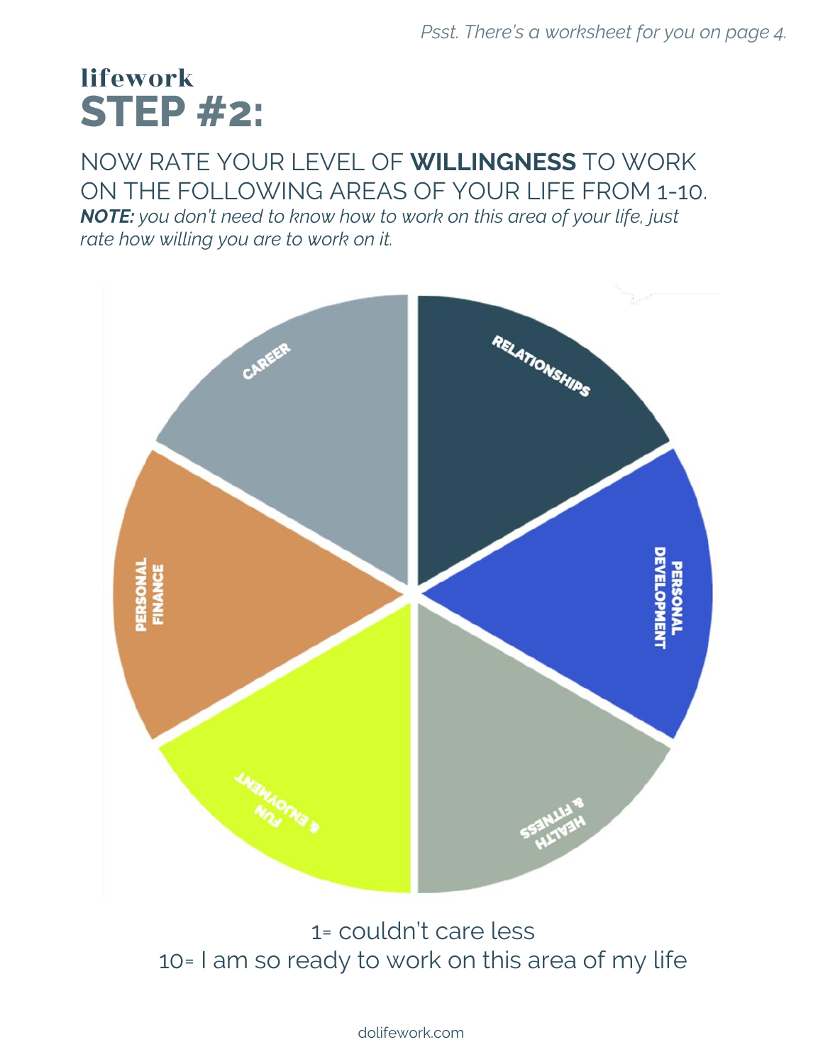*Psst. There's a worksheet for you on page 4.*

# lifework

# STEP #2:

## NOW RATE YOUR LEVEL OF **WILLINGNESS** TO WORK ON THE FOLLOWING AREAS OF YOUR LIFE FROM 1-10.

***NOTE:*** *you don't need to know how to work on this area of your life, just rate how willing you are to work on it.*

CAREER

RELATIONSHIPS

PERSONAL DEVELOPMENT

HEALTH & FITNESS

FUN & ENJOYMENT

PERSONAL FINANCE

1= couldn't care less

10= I am so ready to work on this area of my life

dolifework.com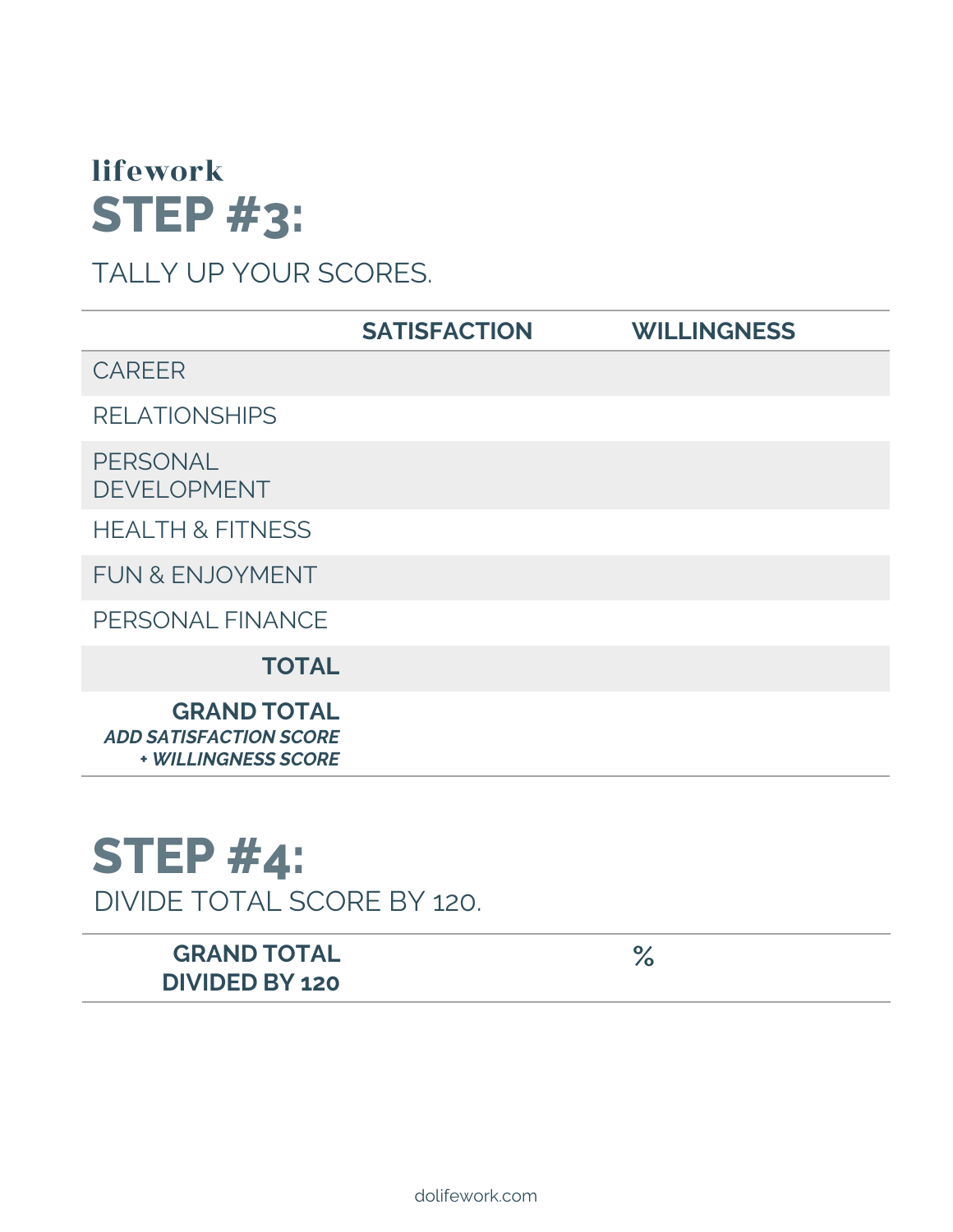lifework

# STEP #3:

TALLY UP YOUR SCORES.

| | SATISFACTION | WILLINGNESS |
|---|---|---|
| CAREER | | |
| RELATIONSHIPS | | |
| PERSONAL DEVELOPMENT | | |
| HEALTH & FITNESS | | |
| FUN & ENJOYMENT | | |
| PERSONAL FINANCE | | |
| **TOTAL** | | |
| **GRAND TOTAL** ***ADD SATISFACTION SCORE + WILLINGNESS SCORE*** | | |

# STEP #4:

DIVIDE TOTAL SCORE BY 120.

| | |
|---|---|
| **GRAND TOTAL DIVIDED BY 120** | % |

dolifework.com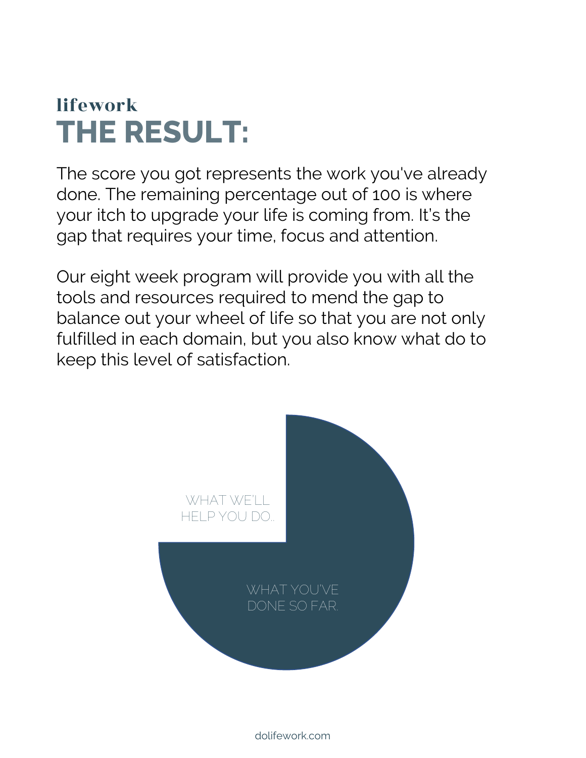lifework

# THE RESULT:

The score you got represents the work you've already done. The remaining percentage out of 100 is where your itch to upgrade your life is coming from. It's the gap that requires your time, focus and attention.

Our eight week program will provide you with all the tools and resources required to mend the gap to balance out your wheel of life so that you are not only fulfilled in each domain, but you also know what do to keep this level of satisfaction.

WHAT WE'LL HELP YOU DO..

WHAT YOU'VE DONE SO FAR.

dolifework.com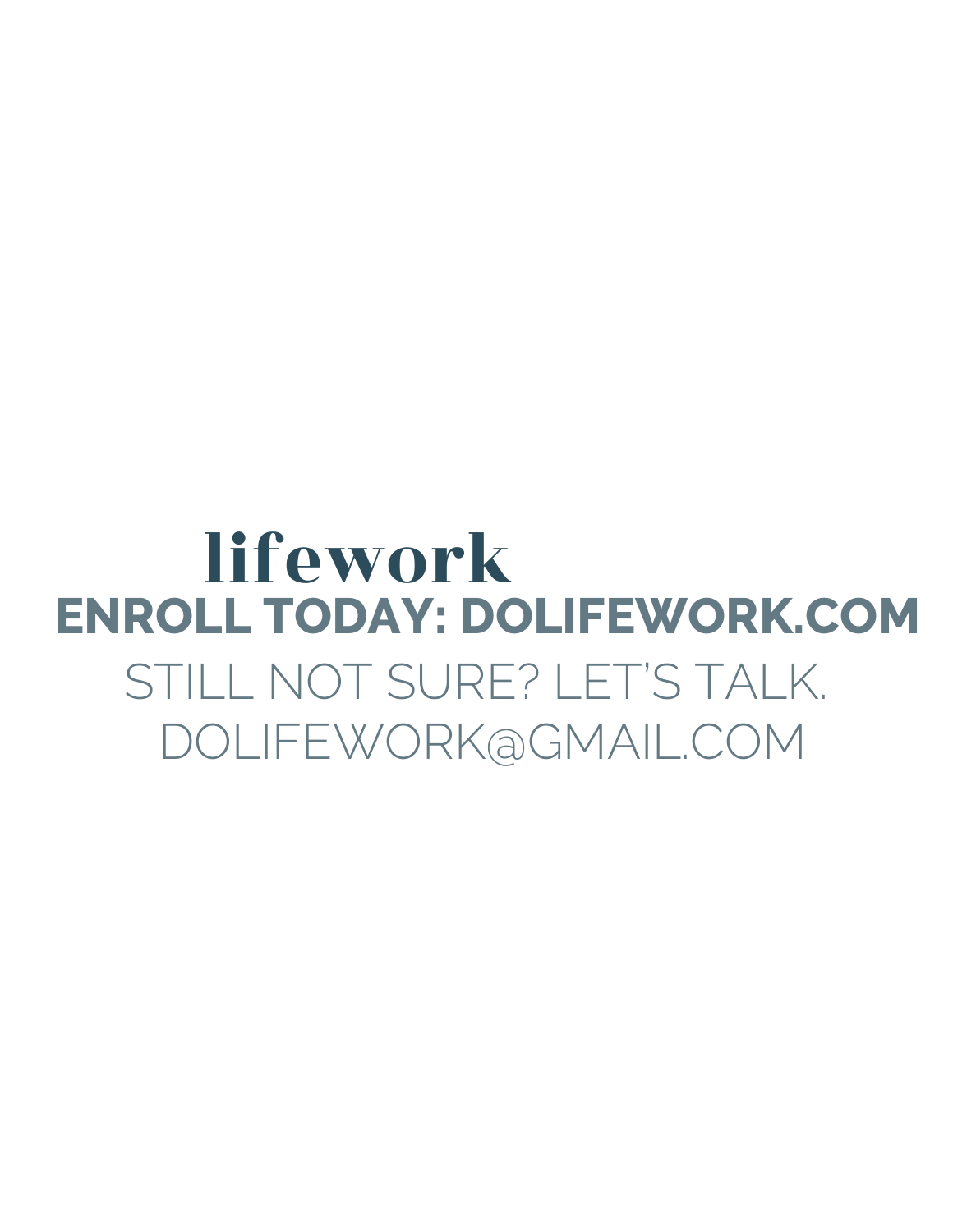# lifework

**ENROLL TODAY: DOLIFEWORK.COM**

STILL NOT SURE? LET'S TALK.

DOLIFEWORK@GMAIL.COM